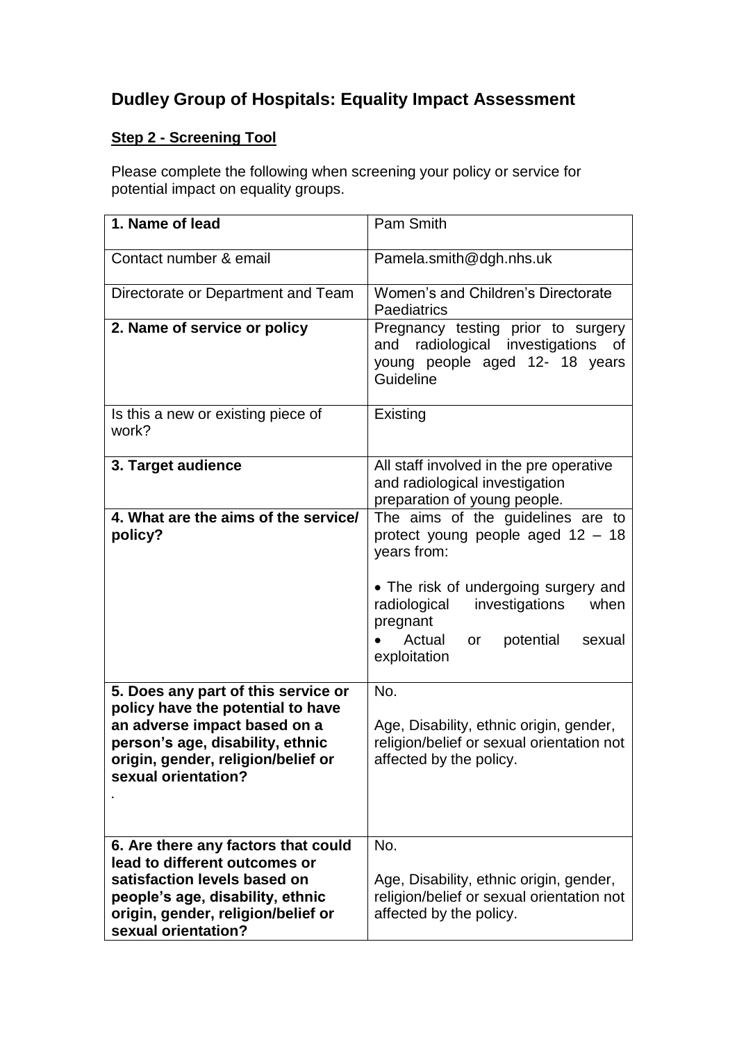# Dudley Group of Hospitals: Equality Impact Assessment

## Step 2 - Screening Tool

Please complete the following when screening your policy or service for potential impact on equality groups.

| **1. Name of lead** | Pam Smith |
|---|---|
| Contact number & email | Pamela.smith@dgh.nhs.uk |
| Directorate or Department and Team | Women's and Children's Directorate<br>Paediatrics |
| **2. Name of service or policy** | Pregnancy testing prior to surgery and radiological investigations of young people aged 12- 18 years Guideline |
| Is this a new or existing piece of work? | Existing |
| **3. Target audience** | All staff involved in the pre operative and radiological investigation preparation of young people. |
| **4. What are the aims of the service/ policy?** | The aims of the guidelines are to protect young people aged 12 – 18 years from:<br><br>• The risk of undergoing surgery and radiological investigations when pregnant<br>• Actual or potential sexual exploitation |
| **5. Does any part of this service or policy have the potential to have an adverse impact based on a person's age, disability, ethnic origin, gender, religion/belief or sexual orientation?**<br>. | No.<br><br>Age, Disability, ethnic origin, gender, religion/belief or sexual orientation not affected by the policy. |
| **6. Are there any factors that could lead to different outcomes or satisfaction levels based on people's age, disability, ethnic origin, gender, religion/belief or sexual orientation?** | No.<br><br>Age, Disability, ethnic origin, gender, religion/belief or sexual orientation not affected by the policy. |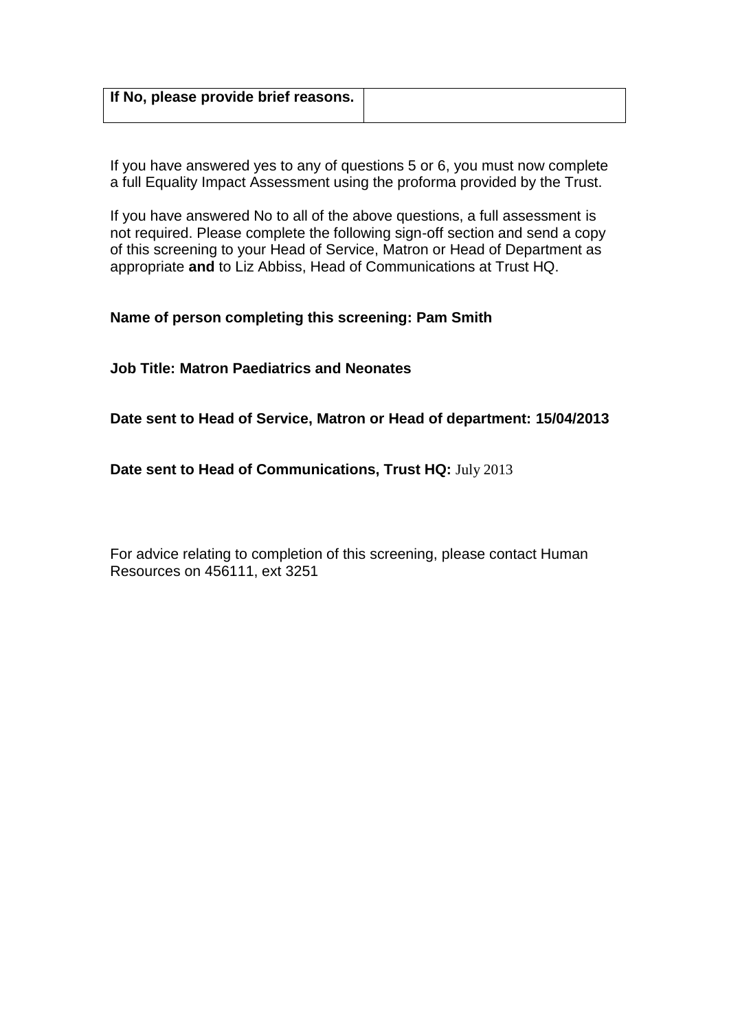| | |
|---|---|
| **If No, please provide brief reasons.** | |

If you have answered yes to any of questions 5 or 6, you must now complete a full Equality Impact Assessment using the proforma provided by the Trust.

If you have answered No to all of the above questions, a full assessment is not required. Please complete the following sign-off section and send a copy of this screening to your Head of Service, Matron or Head of Department as appropriate **and** to Liz Abbiss, Head of Communications at Trust HQ.

**Name of person completing this screening: Pam Smith**

**Job Title: Matron Paediatrics and Neonates**

**Date sent to Head of Service, Matron or Head of department: 15/04/2013**

**Date sent to Head of Communications, Trust HQ:** July 2013

For advice relating to completion of this screening, please contact Human Resources on 456111, ext 3251